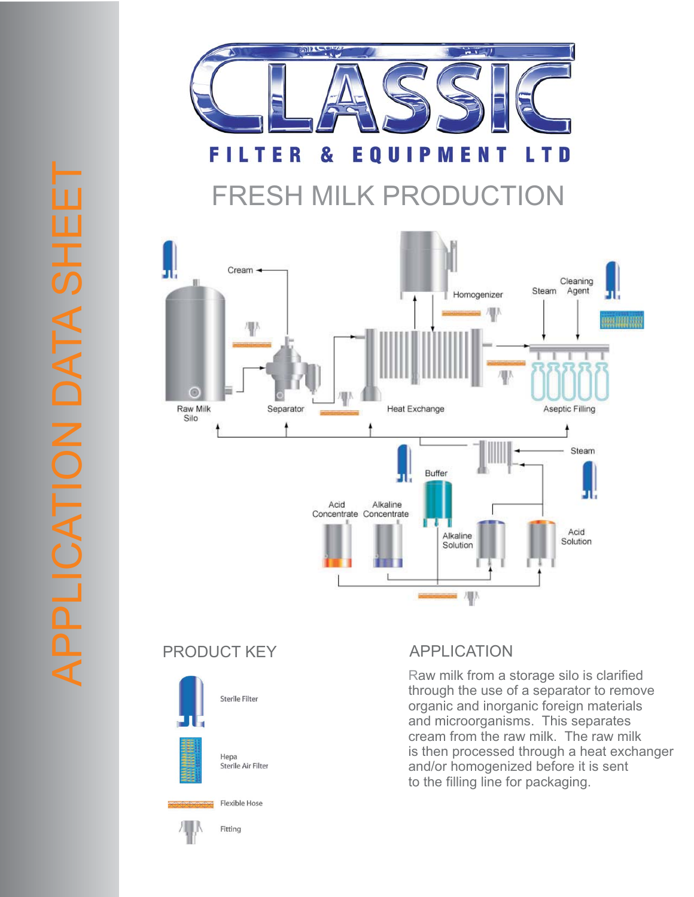# CLASSIC

**FILTER & EQUIPMENT LTD**

APPLICATION DATA SHEET

## FRESH MILK PRODUCTION

Cream

Homogenizer

Steam

Cleaning Agent

Raw Milk Silo

Separator

Heat Exchange

Aseptic Filling

Steam

Buffer

Acid Concentrate

Alkaline Concentrate

Alkaline Solution

Acid Solution

## PRODUCT KEY

Sterile Filter

Hepa Sterile Air Filter

Flexible Hose

Fitting

## APPLICATION

Raw milk from a storage silo is clarified through the use of a separator to remove organic and inorganic foreign materials and microorganisms. This separates cream from the raw milk. The raw milk is then processed through a heat exchanger and/or homogenized before it is sent to the filling line for packaging.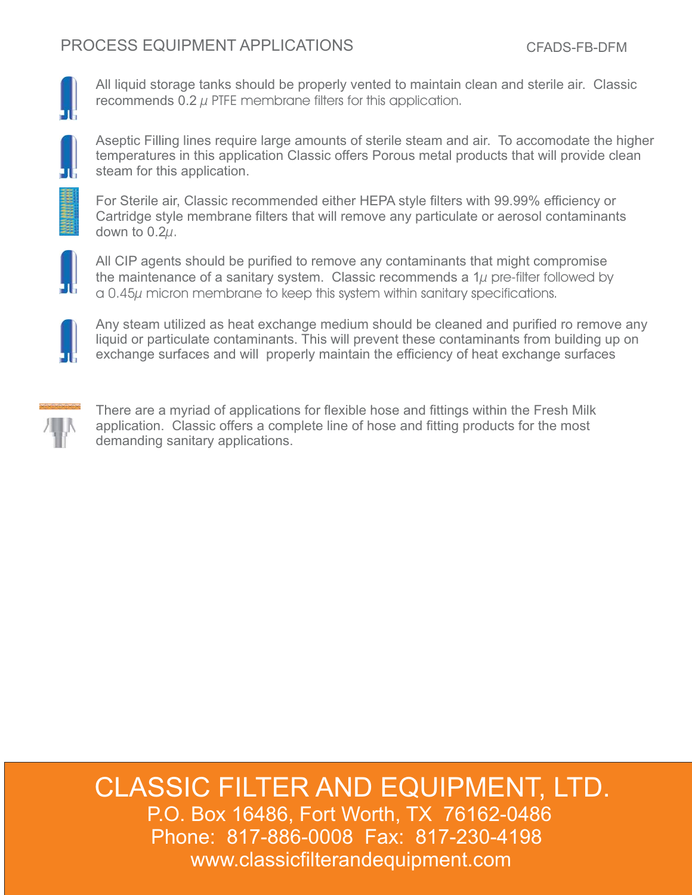## PROCESS EQUIPMENT APPLICATIONS

CFADS-FB-DFM

All liquid storage tanks should be properly vented to maintain clean and sterile air. Classic recommends 0.2 $\mu$ PTFE membrane filters for this application.

Aseptic Filling lines require large amounts of sterile steam and air. To accomodate the higher temperatures in this application Classic offers Porous metal products that will provide clean steam for this application.

For Sterile air, Classic recommended either HEPA style filters with 99.99% efficiency or Cartridge style membrane filters that will remove any particulate or aerosol contaminants down to 0.2$\mu$.

All CIP agents should be purified to remove any contaminants that might compromise the maintenance of a sanitary system. Classic recommends a 1$\mu$ pre-filter followed by a 0.45$\mu$ micron membrane to keep this system within sanitary specifications.

Any steam utilized as heat exchange medium should be cleaned and purified ro remove any liquid or particulate contaminants. This will prevent these contaminants from building up on exchange surfaces and will properly maintain the efficiency of heat exchange surfaces

There are a myriad of applications for flexible hose and fittings within the Fresh Milk application. Classic offers a complete line of hose and fitting products for the most demanding sanitary applications.

CLASSIC FILTER AND EQUIPMENT, LTD.
P.O. Box 16486, Fort Worth, TX 76162-0486
Phone: 817-886-0008 Fax: 817-230-4198
www.classicfilterandequipment.com